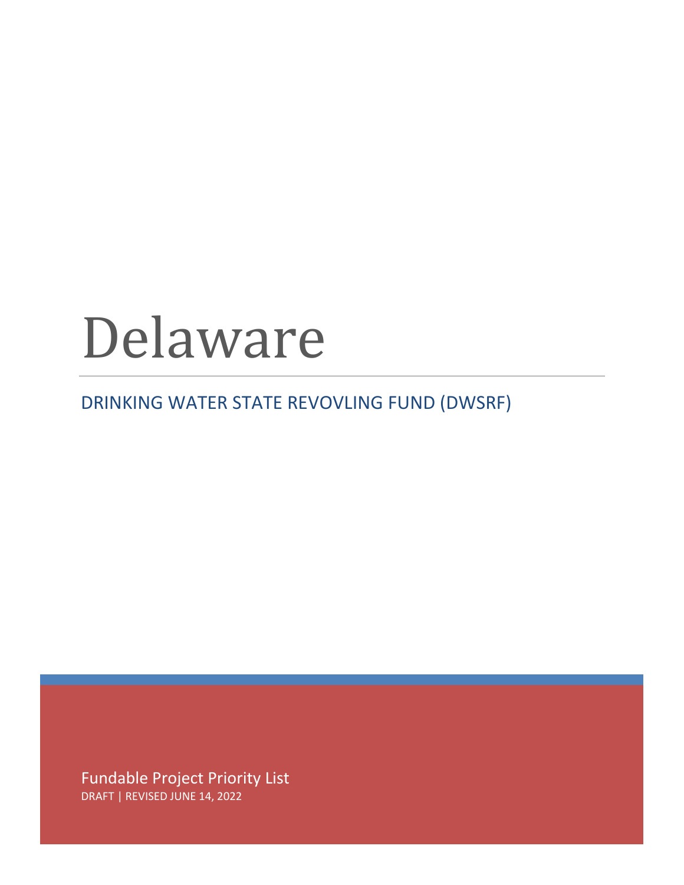# Delaware

## DRINKING WATER STATE REVOVLING FUND (DWSRF)

Fundable Project Priority List

DRAFT | REVISED JUNE 14, 2022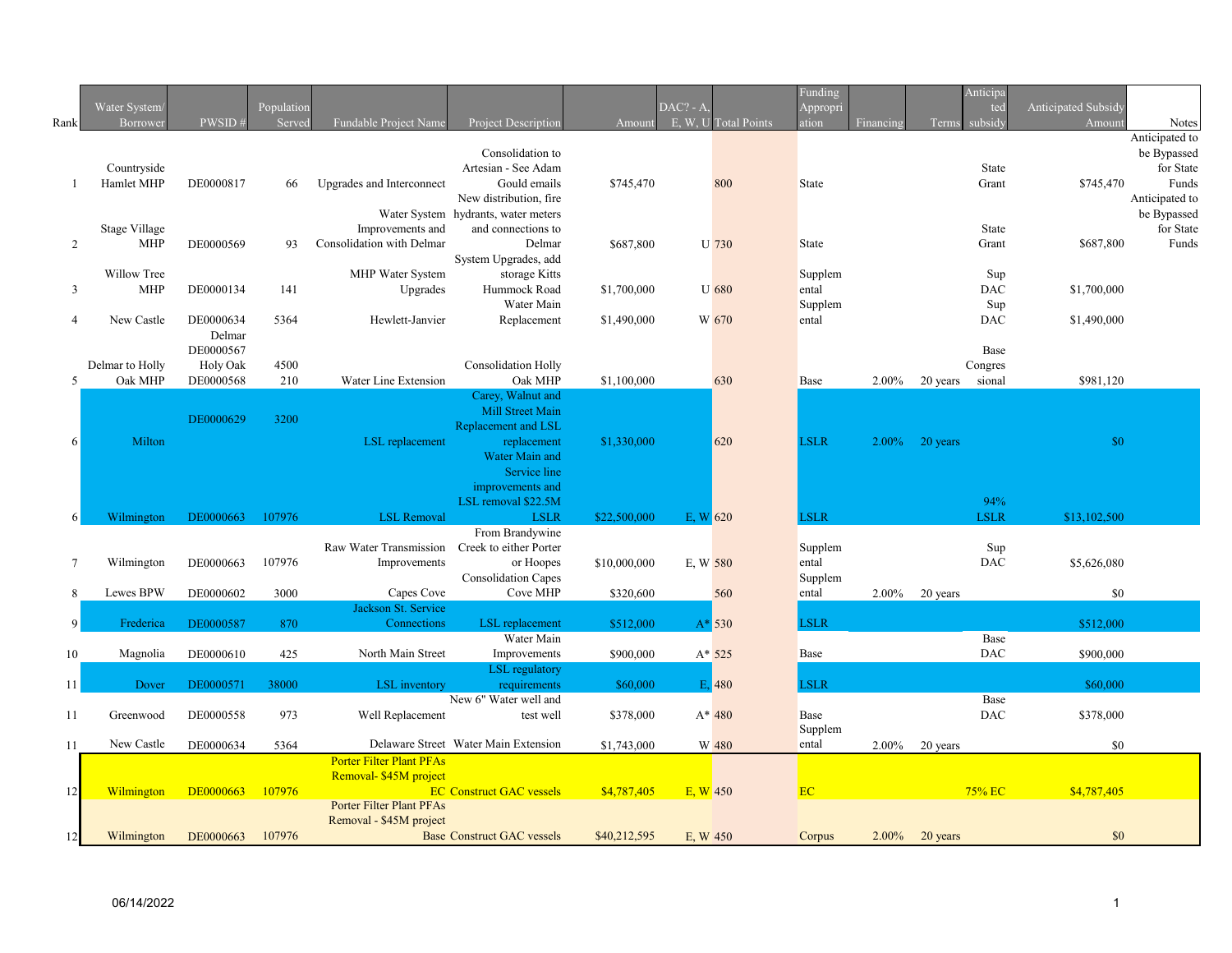| Rank | Water System/ Borrower | PWSID # | Population Served | Fundable Project Name | Project Description | Amount | DAC? - A, E, W, U | Total Points | Funding Appropriation | Financing | Terms | Anticipated subsidy | Anticipated Subsidy Amount | Notes |
|---|---|---|---|---|---|---|---|---|---|---|---|---|---|---|
| 1 | Countryside Hamlet MHP | DE0000817 | 66 | Upgrades and Interconnect | Consolidation to Artesian - See Adam Gould emails | $745,470 | | 800 | State | | | State Grant | $745,470 | Anticipated to be Bypassed for State Funds |
| 2 | Stage Village MHP | DE0000569 | 93 | Water System Improvements and Consolidation with Delmar | New distribution, fire hydrants, water meters and connections to Delmar | $687,800 | U | 730 | State | | | State Grant | $687,800 | Anticipated to be Bypassed for State Funds |
| 3 | Willow Tree MHP | DE0000134 | 141 | MHP Water System Upgrades | System Upgrades, add storage Kitts Hummock Road | $1,700,000 | U | 680 | Supplemental | | | Sup DAC | $1,700,000 | |
| 4 | New Castle | DE0000634 | 5364 | Hewlett-Janvier | Water Main Replacement | $1,490,000 | W | 670 | Supplemental | | | Sup DAC | $1,490,000 | |
| 5 | Delmar to Holly Oak MHP | Delmar DE0000567 Holy Oak DE0000568 | 4500 210 | Water Line Extension | Consolidation Holly Oak MHP | $1,100,000 | | 630 | Base | 2.00% | 20 years | Base Congressional | $981,120 | |
| 6 | Milton | DE0000629 | 3200 | LSL replacement | Carey, Walnut and Mill Street Main Replacement and LSL replacement | $1,330,000 | | 620 | LSLR | 2.00% | 20 years | | $0 | |
| 6 | Wilmington | DE0000663 | 107976 | LSL Removal | Water Main and Service line improvements and LSL removal $22.5M LSLR | $22,500,000 | E, W | 620 | LSLR | | | 94% LSLR | $13,102,500 | |
| 7 | Wilmington | DE0000663 | 107976 | Raw Water Transmission Improvements | From Brandywine Creek to either Porter or Hoopes | $10,000,000 | E, W | 580 | Supplemental | | | Sup DAC | $5,626,080 | |
| 8 | Lewes BPW | DE0000602 | 3000 | Capes Cove | Consolidation Capes Cove MHP | $320,600 | | 560 | Supplemental | 2.00% | 20 years | | $0 | |
| 9 | Frederica | DE0000587 | 870 | Jackson St. Service Connections | LSL replacement | $512,000 | A* | 530 | LSLR | | | | $512,000 | |
| 10 | Magnolia | DE0000610 | 425 | North Main Street | Water Main Improvements | $900,000 | A* | 525 | Base | | | Base DAC | $900,000 | |
| 11 | Dover | DE0000571 | 38000 | LSL inventory | LSL regulatory requirements | $60,000 | E, | 480 | LSLR | | | | $60,000 | |
| 11 | Greenwood | DE0000558 | 973 | Well Replacement | New 6" Water well and test well | $378,000 | A* | 480 | Base | | | Base DAC | $378,000 | |
| 11 | New Castle | DE0000634 | 5364 | Delaware Street | Water Main Extension | $1,743,000 | W | 480 | Supplemental | 2.00% | 20 years | | $0 | |
| 12 | Wilmington | DE0000663 | 107976 | Porter Filter Plant PFAs Removal- $45M project EC | Construct GAC vessels | $4,787,405 | E, W | 450 | EC | | | 75% EC | $4,787,405 | |
| 12 | Wilmington | DE0000663 | 107976 | Porter Filter Plant PFAs Removal - $45M project Base | Construct GAC vessels | $40,212,595 | E, W | 450 | Corpus | 2.00% | 20 years | | $0 | |

06/14/2022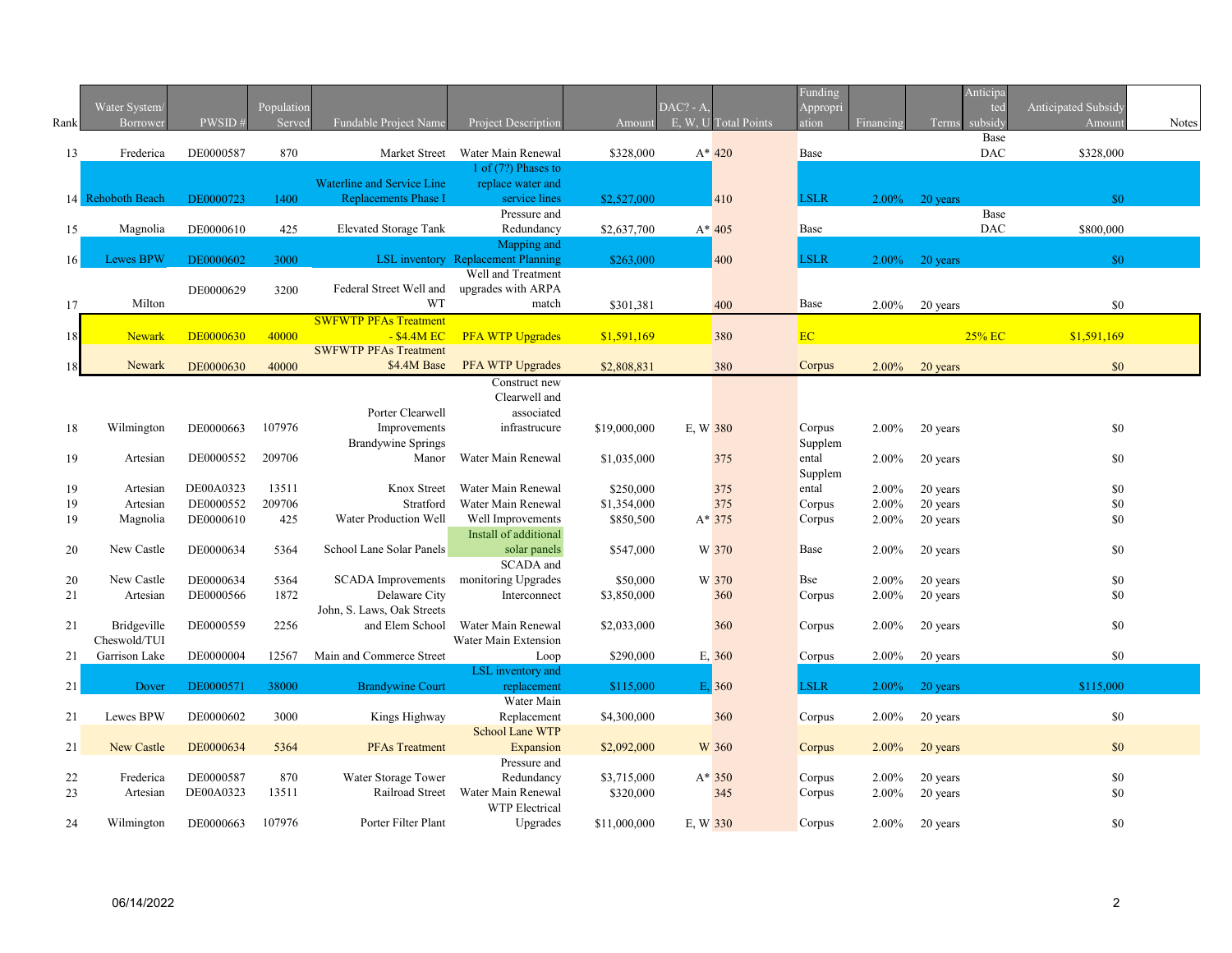| Rank | Water System/ Borrower | PWSID # | Population Served | Fundable Project Name | Project Description | Amount | DAC? - A, E, W, U | Total Points | Funding Appropriation | Financing | Terms | Anticipated subsidy | Anticipated Subsidy Amount | Notes |
|---|---|---|---|---|---|---|---|---|---|---|---|---|---|---|
| 13 | Frederica | DE0000587 | 870 | Market Street | Water Main Renewal | $328,000 | A* | 420 | Base | | | Base DAC | $328,000 | |
| 14 | Rehoboth Beach | DE0000723 | 1400 | Waterline and Service Line Replacements Phase I | 1 of (7?) Phases to replace water and service lines | $2,527,000 | | 410 | LSLR | 2.00% | 20 years | | $0 | |
| 15 | Magnolia | DE0000610 | 425 | Elevated Storage Tank | Pressure and Redundancy | $2,637,700 | A* | 405 | Base | | | Base DAC | $800,000 | |
| 16 | Lewes BPW | DE0000602 | 3000 | LSL inventory | Mapping and Replacement Planning | $263,000 | | 400 | LSLR | 2.00% | 20 years | | $0 | |
| 17 | Milton | DE0000629 | 3200 | Federal Street Well and WT | Well and Treatment upgrades with ARPA match | $301,381 | | 400 | Base | 2.00% | 20 years | | $0 | |
| 18 | Newark | DE0000630 | 40000 | SWFWTP PFAs Treatment - $4.4M EC | PFA WTP Upgrades | $1,591,169 | | 380 | EC | | | 25% EC | $1,591,169 | |
| 18 | Newark | DE0000630 | 40000 | SWFWTP PFAs Treatment $4.4M Base | PFA WTP Upgrades | $2,808,831 | | 380 | Corpus | 2.00% | 20 years | | $0 | |
| 18 | Wilmington | DE0000663 | 107976 | Porter Clearwell Improvements | Construct new Clearwell and associated infrastrucure | $19,000,000 | E, W | 380 | Corpus | 2.00% | 20 years | | $0 | |
| 19 | Artesian | DE0000552 | 209706 | Brandywine Springs Manor | Water Main Renewal | $1,035,000 | | 375 | Supplemental | 2.00% | 20 years | | $0 | |
| 19 | Artesian | DE00A0323 | 13511 | Knox Street | Water Main Renewal | $250,000 | | 375 | Supplemental | 2.00% | 20 years | | $0 | |
| 19 | Artesian | DE0000552 | 209706 | Stratford | Water Main Renewal | $1,354,000 | | 375 | Corpus | 2.00% | 20 years | | $0 | |
| 19 | Magnolia | DE0000610 | 425 | Water Production Well | Well Improvements | $850,500 | A* | 375 | Corpus | 2.00% | 20 years | | $0 | |
| 20 | New Castle | DE0000634 | 5364 | School Lane Solar Panels | Install of additional solar panels | $547,000 | W | 370 | Base | 2.00% | 20 years | | $0 | |
| 20 | New Castle | DE0000634 | 5364 | SCADA Improvements | SCADA and monitoring Upgrades | $50,000 | W | 370 | Bse | 2.00% | 20 years | | $0 | |
| 21 | Artesian | DE0000566 | 1872 | Delaware City | Interconnect | $3,850,000 | | 360 | Corpus | 2.00% | 20 years | | $0 | |
| 21 | Bridgeville | DE0000559 | 2256 | John, S. Laws, Oak Streets and Elem School | Water Main Renewal | $2,033,000 | | 360 | Corpus | 2.00% | 20 years | | $0 | |
| 21 | Cheswold/TUI Garrison Lake | DE0000004 | 12567 | Main and Commerce Street | Water Main Extension Loop | $290,000 | E, | 360 | Corpus | 2.00% | 20 years | | $0 | |
| 21 | Dover | DE0000571 | 38000 | Brandywine Court | LSL inventory and replacement | $115,000 | E, | 360 | LSLR | 2.00% | 20 years | | $115,000 | |
| 21 | Lewes BPW | DE0000602 | 3000 | Kings Highway | Water Main Replacement | $4,300,000 | | 360 | Corpus | 2.00% | 20 years | | $0 | |
| 21 | New Castle | DE0000634 | 5364 | PFAs Treatment | School Lane WTP Expansion | $2,092,000 | W | 360 | Corpus | 2.00% | 20 years | | $0 | |
| 22 | Frederica | DE0000587 | 870 | Water Storage Tower | Pressure and Redundancy | $3,715,000 | A* | 350 | Corpus | 2.00% | 20 years | | $0 | |
| 23 | Artesian | DE00A0323 | 13511 | Railroad Street | Water Main Renewal | $320,000 | | 345 | Corpus | 2.00% | 20 years | | $0 | |
| 24 | Wilmington | DE0000663 | 107976 | Porter Filter Plant | WTP Electrical Upgrades | $11,000,000 | E, W | 330 | Corpus | 2.00% | 20 years | | $0 | |

06/14/2022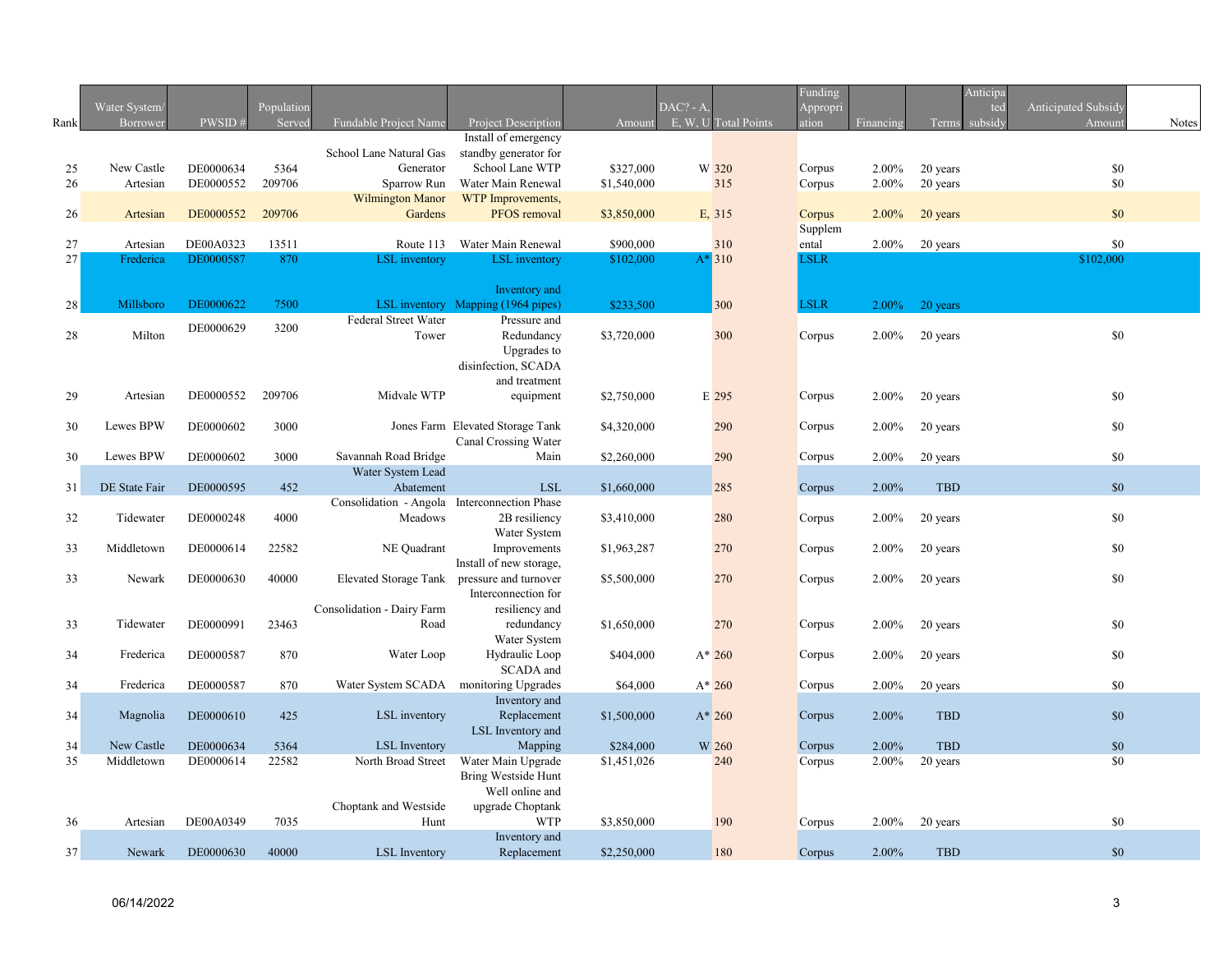| Rank | Water System/ Borrower | PWSID # | Population Served | Fundable Project Name | Project Description | Amount | DAC? - A, E, W, U | Total Points | Funding Appropriation | Financing | Terms | Anticipated subsidy | Anticipated Subsidy Amount | Notes |
|---|---|---|---|---|---|---|---|---|---|---|---|---|---|---|
| 25 | New Castle | DE0000634 | 5364 | School Lane Natural Gas Generator | Install of emergency standby generator for School Lane WTP | $327,000 | W | 320 | Corpus | 2.00% | 20 years | | $0 | |
| 26 | Artesian | DE0000552 | 209706 | Sparrow Run | Water Main Renewal | $1,540,000 | | 315 | Corpus | 2.00% | 20 years | | $0 | |
| 26 | Artesian | DE0000552 | 209706 | Wilmington Manor Gardens | WTP Improvements, PFOS removal | $3,850,000 | E, | 315 | Corpus | 2.00% | 20 years | | $0 | |
| 27 | Artesian | DE00A0323 | 13511 | Route 113 | Water Main Renewal | $900,000 | | 310 | Supplemental | 2.00% | 20 years | | $0 | |
| 27 | Frederica | DE0000587 | 870 | LSL inventory | LSL inventory | $102,000 | A* | 310 | LSLR | | | | $102,000 | |
| 28 | Millsboro | DE0000622 | 7500 | LSL inventory | Inventory and Mapping (1964 pipes) | $233,500 | | 300 | LSLR | 2.00% | 20 years | | | |
| 28 | Milton | DE0000629 | 3200 | Federal Street Water Tower | Pressure and Redundancy | $3,720,000 | | 300 | Corpus | 2.00% | 20 years | | $0 | |
| 29 | Artesian | DE0000552 | 209706 | Midvale WTP | Upgrades to disinfection, SCADA and treatment equipment | $2,750,000 | E | 295 | Corpus | 2.00% | 20 years | | $0 | |
| 30 | Lewes BPW | DE0000602 | 3000 | Jones Farm | Elevated Storage Tank | $4,320,000 | | 290 | Corpus | 2.00% | 20 years | | $0 | |
| 30 | Lewes BPW | DE0000602 | 3000 | Savannah Road Bridge | Canal Crossing Water Main | $2,260,000 | | 290 | Corpus | 2.00% | 20 years | | $0 | |
| 31 | DE State Fair | DE0000595 | 452 | Water System Lead Abatement | LSL | $1,660,000 | | 285 | Corpus | 2.00% | TBD | | $0 | |
| 32 | Tidewater | DE0000248 | 4000 | Consolidation - Angola Meadows | Interconnection Phase 2B resiliency | $3,410,000 | | 280 | Corpus | 2.00% | 20 years | | $0 | |
| 33 | Middletown | DE0000614 | 22582 | NE Quadrant | Water System Improvements | $1,963,287 | | 270 | Corpus | 2.00% | 20 years | | $0 | |
| 33 | Newark | DE0000630 | 40000 | Elevated Storage Tank | Install of new storage, pressure and turnover | $5,500,000 | | 270 | Corpus | 2.00% | 20 years | | $0 | |
| 33 | Tidewater | DE0000991 | 23463 | Consolidation - Dairy Farm Road | Interconnection for resiliency and redundancy | $1,650,000 | | 270 | Corpus | 2.00% | 20 years | | $0 | |
| 34 | Frederica | DE0000587 | 870 | Water Loop | Water System Hydraulic Loop | $404,000 | A* | 260 | Corpus | 2.00% | 20 years | | $0 | |
| 34 | Frederica | DE0000587 | 870 | Water System SCADA | SCADA and monitoring Upgrades | $64,000 | A* | 260 | Corpus | 2.00% | 20 years | | $0 | |
| 34 | Magnolia | DE0000610 | 425 | LSL inventory | Inventory and Replacement | $1,500,000 | A* | 260 | Corpus | 2.00% | TBD | | $0 | |
| 34 | New Castle | DE0000634 | 5364 | LSL Inventory | LSL Inventory and Mapping | $284,000 | W | 260 | Corpus | 2.00% | TBD | | $0 | |
| 35 | Middletown | DE0000614 | 22582 | North Broad Street | Water Main Upgrade | $1,451,026 | | 240 | Corpus | 2.00% | 20 years | | $0 | |
| 36 | Artesian | DE00A0349 | 7035 | Choptank and Westside Hunt | Bring Westside Hunt Well online and upgrade Choptank WTP | $3,850,000 | | 190 | Corpus | 2.00% | 20 years | | $0 | |
| 37 | Newark | DE0000630 | 40000 | LSL Inventory | Inventory and Replacement | $2,250,000 | | 180 | Corpus | 2.00% | TBD | | $0 | |

06/14/2022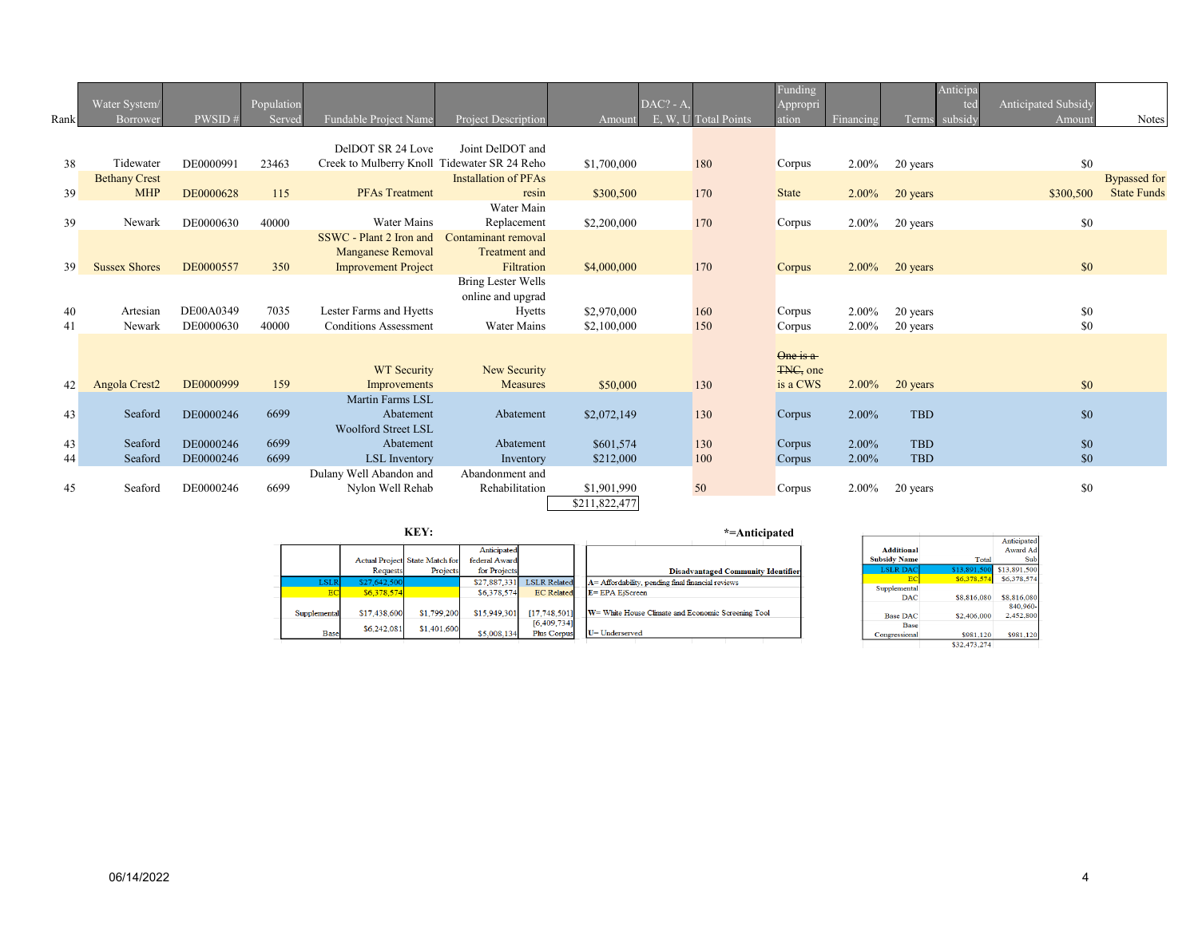| Rank | Water System/ Borrower | PWSID # | Population Served | Fundable Project Name | Project Description | Amount | DAC? - A, E, W, U | Total Points | Funding Appropriation | Financing | Terms | Anticipated subsidy | Anticipated Subsidy Amount | Notes |
|---|---|---|---|---|---|---|---|---|---|---|---|---|---|---|
| 38 | Tidewater | DE0000991 | 23463 | DelDOT SR 24 Love Creek to Mulberry Knoll | Joint DelDOT and Tidewater SR 24 Reho | $1,700,000 | | 180 | Corpus | 2.00% | 20 years | | $0 | |
| 39 | Bethany Crest MHP | DE0000628 | 115 | PFAs Treatment | Installation of PFAs resin | $300,500 | | 170 | State | 2.00% | 20 years | | $300,500 | Bypassed for State Funds |
| 39 | Newark | DE0000630 | 40000 | Water Mains | Water Main Replacement | $2,200,000 | | 170 | Corpus | 2.00% | 20 years | | $0 | |
| 39 | Sussex Shores | DE0000557 | 350 | SSWC - Plant 2 Iron and Manganese Removal Improvement Project | Contaminant removal Treatment and Filtration | $4,000,000 | | 170 | Corpus | 2.00% | 20 years | | $0 | |
| 40 | Artesian | DE00A0349 | 7035 | Lester Farms and Hyetts | Bring Lester Wells online and upgrad Hyetts | $2,970,000 | | 160 | Corpus | 2.00% | 20 years | | $0 | |
| 41 | Newark | DE0000630 | 40000 | Conditions Assessment | Water Mains | $2,100,000 | | 150 | Corpus | 2.00% | 20 years | | $0 | |
| 42 | Angola Crest2 | DE0000999 | 159 | WT Security Improvements | New Security Measures | $50,000 | | 130 | ~~One is a TNC,~~ one is a CWS | 2.00% | 20 years | | $0 | |
| 43 | Seaford | DE0000246 | 6699 | Martin Farms LSL Abatement | Abatement | $2,072,149 | | 130 | Corpus | 2.00% | TBD | | $0 | |
| 43 | Seaford | DE0000246 | 6699 | Woolford Street LSL Abatement | Abatement | $601,574 | | 130 | Corpus | 2.00% | TBD | | $0 | |
| 44 | Seaford | DE0000246 | 6699 | LSL Inventory | Inventory | $212,000 | | 100 | Corpus | 2.00% | TBD | | $0 | |
| 45 | Seaford | DE0000246 | 6699 | Dulany Well Abandon and Nylon Well Rehab | Abandonment and Rehabilitation | $1,901,990 | | 50 | Corpus | 2.00% | 20 years | | $0 | |
| | | | | | | $211,822,477 | | | | | | | | |

**KEY:**

| | Actual Project Requests | State Match for Projects | Anticipated federal Award for Projects | |
|---|---|---|---|---|
| LSLR | $27,642,500 | | $27,887,331 | LSLR Related |
| EC | $6,378,574 | | $6,378,574 | EC Related |
| Supplemental | $17,438,600 | $1,799,200 | $15,949,301 | [17,748,501] |
| Base | $6,242,081 | $1,401,600 | $5,008,134 | [6,409,734] Plus Corpus |

*=Anticipated

| Disadvantaged Community Identifier |
|---|
| A= Affordability, pending final financial reviews |
| E= EPA EjScreen |
| W= White House Climate and Economic Screening Tool |
| U= Underserved |

| Additional Subsidy Name | Total | Anticipated Award Ad Sub |
|---|---|---|
| LSLR DAC | $13,891,500 | $13,891,500 |
| EC | $6,378,574 | $6,378,574 |
| Supplemental DAC | $8,816,080 | $8,816,080 |
| Base DAC | $2,406,000 | 840,960-2,452,800 |
| Base Congressional | $981,120 | $981,120 |
| | $32,473,274 | |

06/14/2022